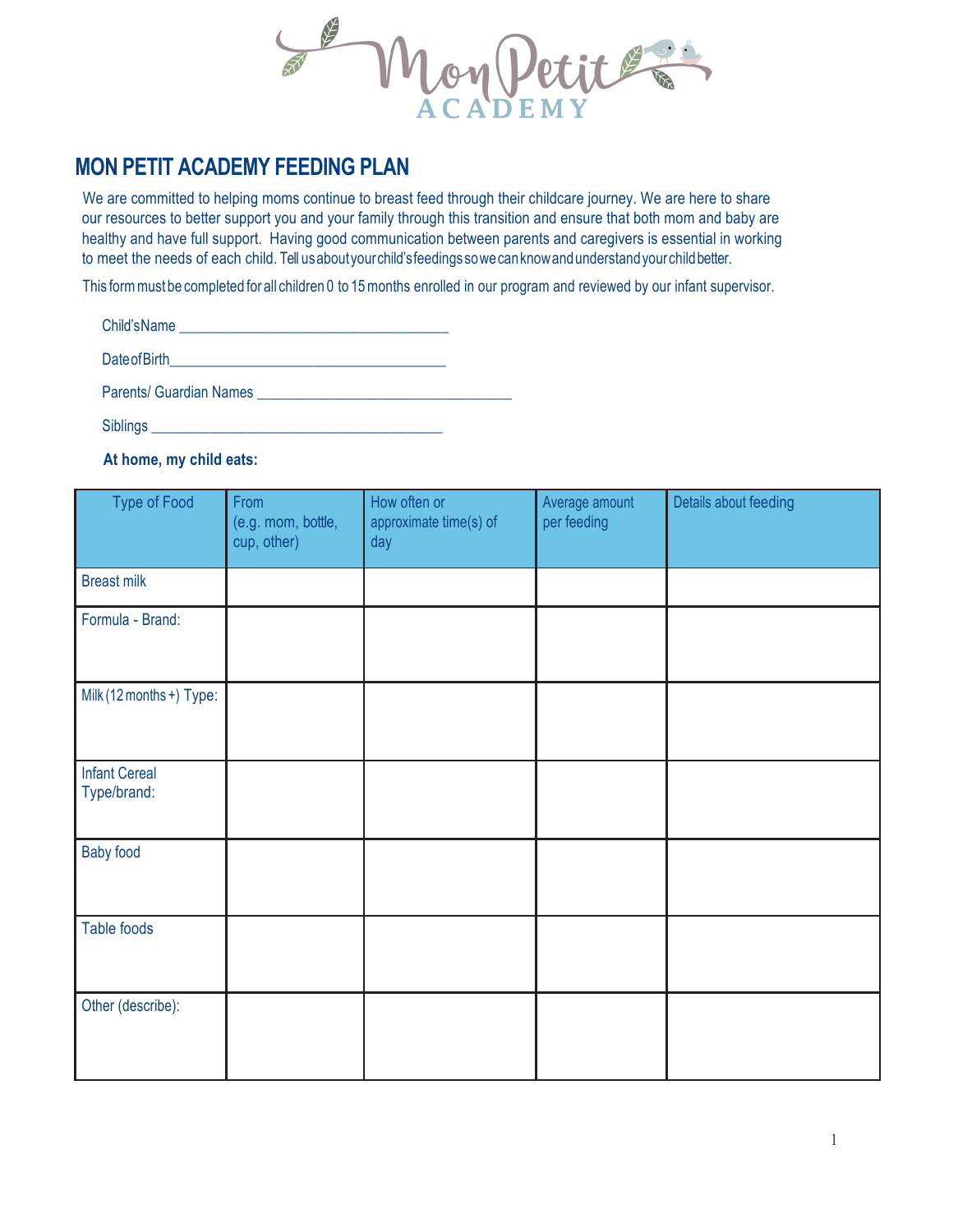# MON PETIT ACADEMY FEEDING PLAN

We are committed to helping moms continue to breast feed through their childcare journey. We are here to share our resources to better support you and your family through this transition and ensure that both mom and baby are healthy and have full support. Having good communication between parents and caregivers is essential in working to meet the needs of each child. Tell us about your child's feedings so we can know and understand your child better.

This form must be completed for all children 0 to 15 months enrolled in our program and reviewed by our infant supervisor.

Child's Name ___________________________________

Date of Birth___________________________________

Parents/ Guardian Names _________________________________

Siblings ______________________________________

**At home, my child eats:**

| Type of Food | From (e.g. mom, bottle, cup, other) | How often or approximate time(s) of day | Average amount per feeding | Details about feeding |
|---|---|---|---|---|
| Breast milk | | | | |
| Formula - Brand: | | | | |
| Milk (12 months +) Type: | | | | |
| Infant Cereal Type/brand: | | | | |
| Baby food | | | | |
| Table foods | | | | |
| Other (describe): | | | | |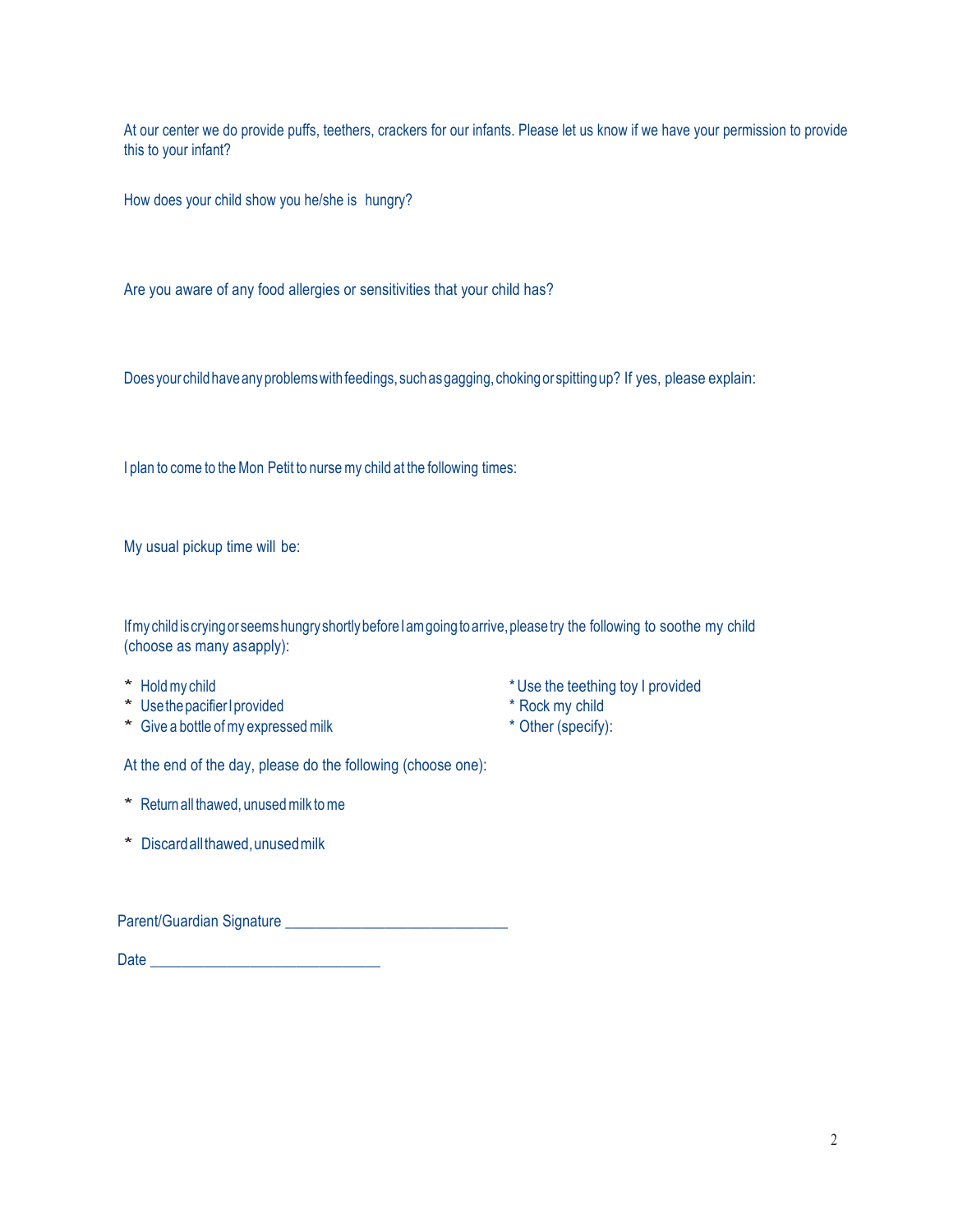At our center we do provide puffs, teethers, crackers for our infants. Please let us know if we have your permission to provide this to your infant?

How does your child show you he/she is hungry?

Are you aware of any food allergies or sensitivities that your child has?

Does your child have any problems with feedings, such as gagging, choking or spitting up? If yes, please explain:

I plan to come to the Mon Petit to nurse my child at the following times:

My usual pickup time will be:

If my child is crying or seems hungry shortly before I am going to arrive, please try the following to soothe my child (choose as many as apply):

* Hold my child
* Use the pacifier I provided
* Give a bottle of my expressed milk
* Use the teething toy I provided
* Rock my child
* Other (specify):

At the end of the day, please do the following (choose one):

* Return all thawed, unused milk to me

* Discard all thawed, unused milk

Parent/Guardian Signature ___________________________

Date _____________________________